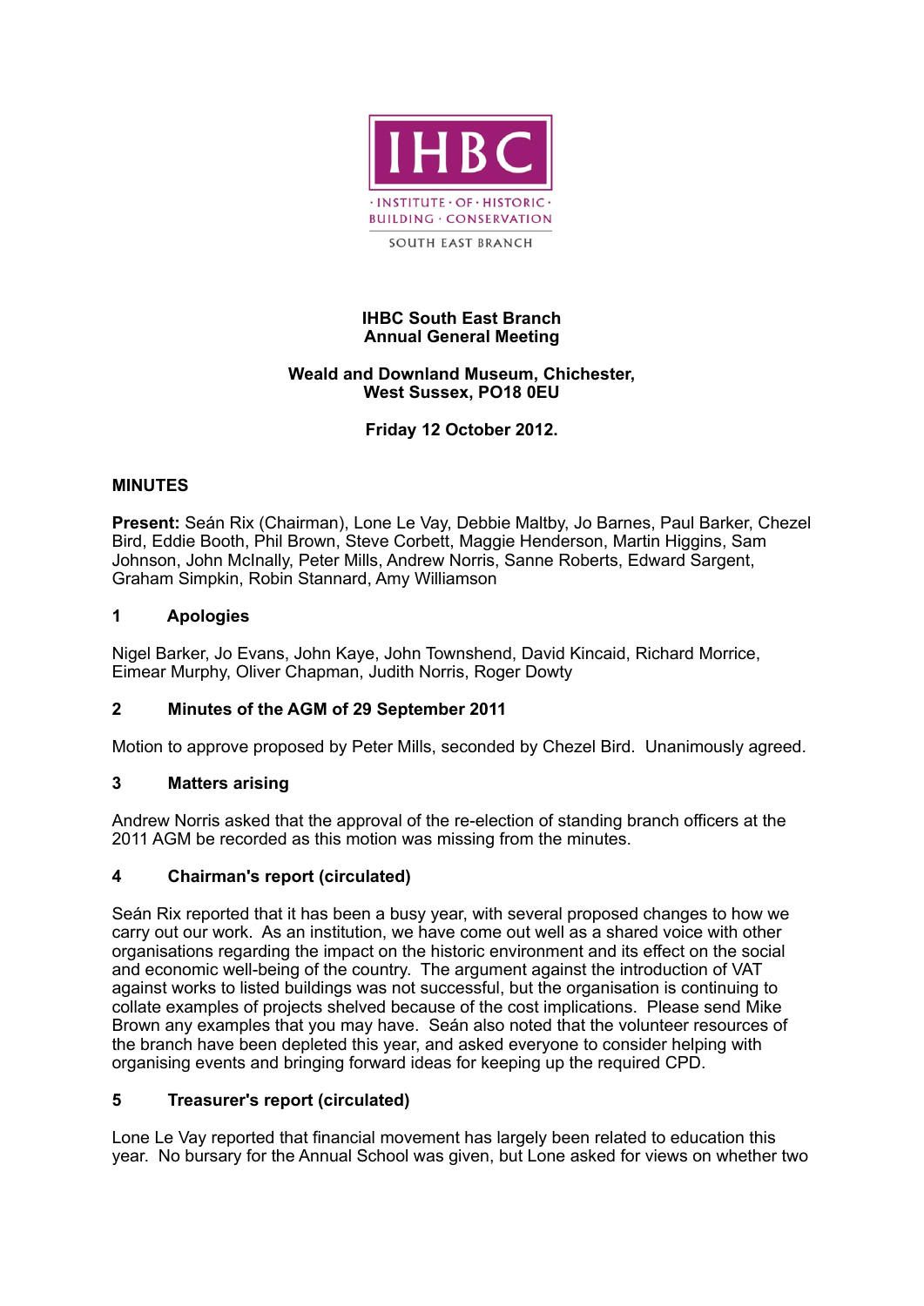IHBC

· INSTITUTE · OF · HISTORIC ·
BUILDING · CONSERVATION

SOUTH EAST BRANCH

**IHBC South East Branch**
**Annual General Meeting**

**Weald and Downland Museum, Chichester,**
**West Sussex, PO18 0EU**

**Friday 12 October 2012.**

## MINUTES

**Present:** Seán Rix (Chairman), Lone Le Vay, Debbie Maltby, Jo Barnes, Paul Barker, Chezel Bird, Eddie Booth, Phil Brown, Steve Corbett, Maggie Henderson, Martin Higgins, Sam Johnson, John McInally, Peter Mills, Andrew Norris, Sanne Roberts, Edward Sargent, Graham Simpkin, Robin Stannard, Amy Williamson

### 1 Apologies

Nigel Barker, Jo Evans, John Kaye, John Townshend, David Kincaid, Richard Morrice, Eimear Murphy, Oliver Chapman, Judith Norris, Roger Dowty

### 2 Minutes of the AGM of 29 September 2011

Motion to approve proposed by Peter Mills, seconded by Chezel Bird. Unanimously agreed.

### 3 Matters arising

Andrew Norris asked that the approval of the re-election of standing branch officers at the 2011 AGM be recorded as this motion was missing from the minutes.

### 4 Chairman's report (circulated)

Seán Rix reported that it has been a busy year, with several proposed changes to how we carry out our work. As an institution, we have come out well as a shared voice with other organisations regarding the impact on the historic environment and its effect on the social and economic well-being of the country. The argument against the introduction of VAT against works to listed buildings was not successful, but the organisation is continuing to collate examples of projects shelved because of the cost implications. Please send Mike Brown any examples that you may have. Seán also noted that the volunteer resources of the branch have been depleted this year, and asked everyone to consider helping with organising events and bringing forward ideas for keeping up the required CPD.

### 5 Treasurer's report (circulated)

Lone Le Vay reported that financial movement has largely been related to education this year. No bursary for the Annual School was given, but Lone asked for views on whether two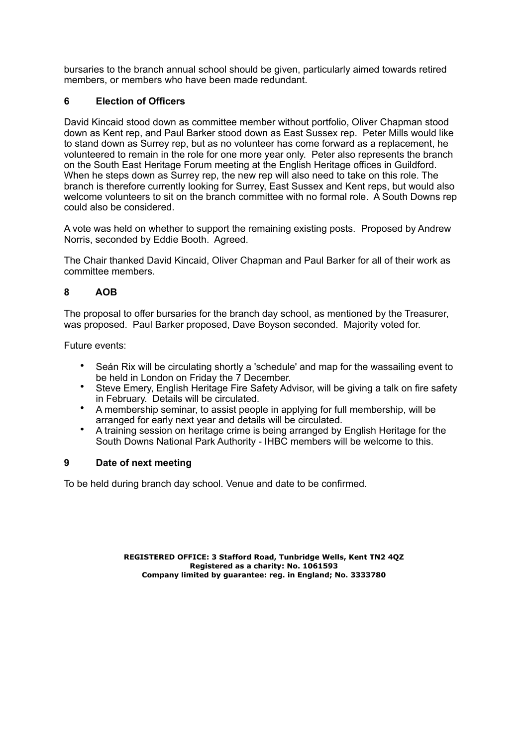bursaries to the branch annual school should be given, particularly aimed towards retired members, or members who have been made redundant.

## 6 Election of Officers

David Kincaid stood down as committee member without portfolio, Oliver Chapman stood down as Kent rep, and Paul Barker stood down as East Sussex rep. Peter Mills would like to stand down as Surrey rep, but as no volunteer has come forward as a replacement, he volunteered to remain in the role for one more year only. Peter also represents the branch on the South East Heritage Forum meeting at the English Heritage offices in Guildford. When he steps down as Surrey rep, the new rep will also need to take on this role. The branch is therefore currently looking for Surrey, East Sussex and Kent reps, but would also welcome volunteers to sit on the branch committee with no formal role. A South Downs rep could also be considered.

A vote was held on whether to support the remaining existing posts. Proposed by Andrew Norris, seconded by Eddie Booth. Agreed.

The Chair thanked David Kincaid, Oliver Chapman and Paul Barker for all of their work as committee members.

## 8 AOB

The proposal to offer bursaries for the branch day school, as mentioned by the Treasurer, was proposed. Paul Barker proposed, Dave Boyson seconded. Majority voted for.

Future events:

- Seán Rix will be circulating shortly a 'schedule' and map for the wassailing event to be held in London on Friday the 7 December.
- Steve Emery, English Heritage Fire Safety Advisor, will be giving a talk on fire safety in February. Details will be circulated.
- A membership seminar, to assist people in applying for full membership, will be arranged for early next year and details will be circulated.
- A training session on heritage crime is being arranged by English Heritage for the South Downs National Park Authority - IHBC members will be welcome to this.

## 9 Date of next meeting

To be held during branch day school. Venue and date to be confirmed.

**REGISTERED OFFICE: 3 Stafford Road, Tunbridge Wells, Kent TN2 4QZ**
**Registered as a charity: No. 1061593**
**Company limited by guarantee: reg. in England; No. 3333780**